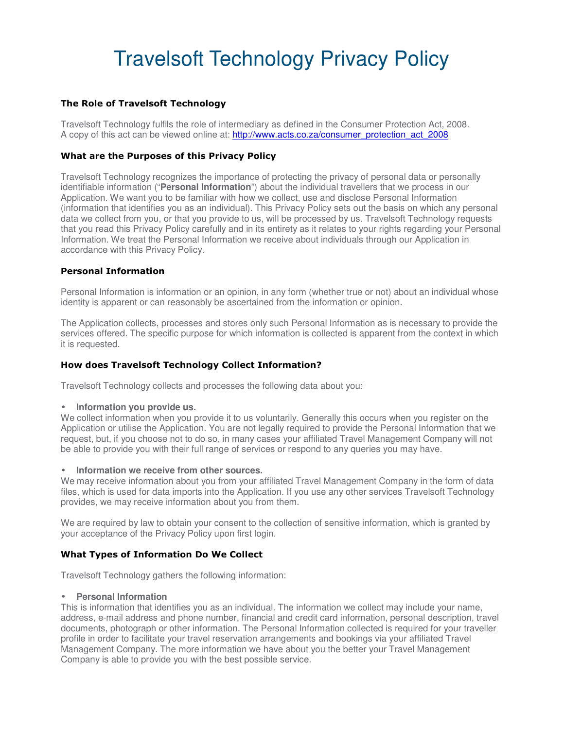# Travelsoft Technology Privacy Policy

## The Role of Travelsoft Technology

Travelsoft Technology fulfils the role of intermediary as defined in the Consumer Protection Act, 2008. A copy of this act can be viewed online at: [http://www.acts.co.za/consumer_protection_act_2008](http://www.acts.co.za/consumer_protection_act_2008)

## What are the Purposes of this Privacy Policy

Travelsoft Technology recognizes the importance of protecting the privacy of personal data or personally identifiable information ("**Personal Information**") about the individual travellers that we process in our Application. We want you to be familiar with how we collect, use and disclose Personal Information (information that identifies you as an individual). This Privacy Policy sets out the basis on which any personal data we collect from you, or that you provide to us, will be processed by us. Travelsoft Technology requests that you read this Privacy Policy carefully and in its entirety as it relates to your rights regarding your Personal Information. We treat the Personal Information we receive about individuals through our Application in accordance with this Privacy Policy.

## Personal Information

Personal Information is information or an opinion, in any form (whether true or not) about an individual whose identity is apparent or can reasonably be ascertained from the information or opinion.

The Application collects, processes and stores only such Personal Information as is necessary to provide the services offered. The specific purpose for which information is collected is apparent from the context in which it is requested.

## How does Travelsoft Technology Collect Information?

Travelsoft Technology collects and processes the following data about you:

- **Information you provide us.**

We collect information when you provide it to us voluntarily. Generally this occurs when you register on the Application or utilise the Application. You are not legally required to provide the Personal Information that we request, but, if you choose not to do so, in many cases your affiliated Travel Management Company will not be able to provide you with their full range of services or respond to any queries you may have.

- **Information we receive from other sources.**

We may receive information about you from your affiliated Travel Management Company in the form of data files, which is used for data imports into the Application. If you use any other services Travelsoft Technology provides, we may receive information about you from them.

We are required by law to obtain your consent to the collection of sensitive information, which is granted by your acceptance of the Privacy Policy upon first login.

## What Types of Information Do We Collect

Travelsoft Technology gathers the following information:

- **Personal Information**

This is information that identifies you as an individual. The information we collect may include your name, address, e-mail address and phone number, financial and credit card information, personal description, travel documents, photograph or other information. The Personal Information collected is required for your traveller profile in order to facilitate your travel reservation arrangements and bookings via your affiliated Travel Management Company. The more information we have about you the better your Travel Management Company is able to provide you with the best possible service.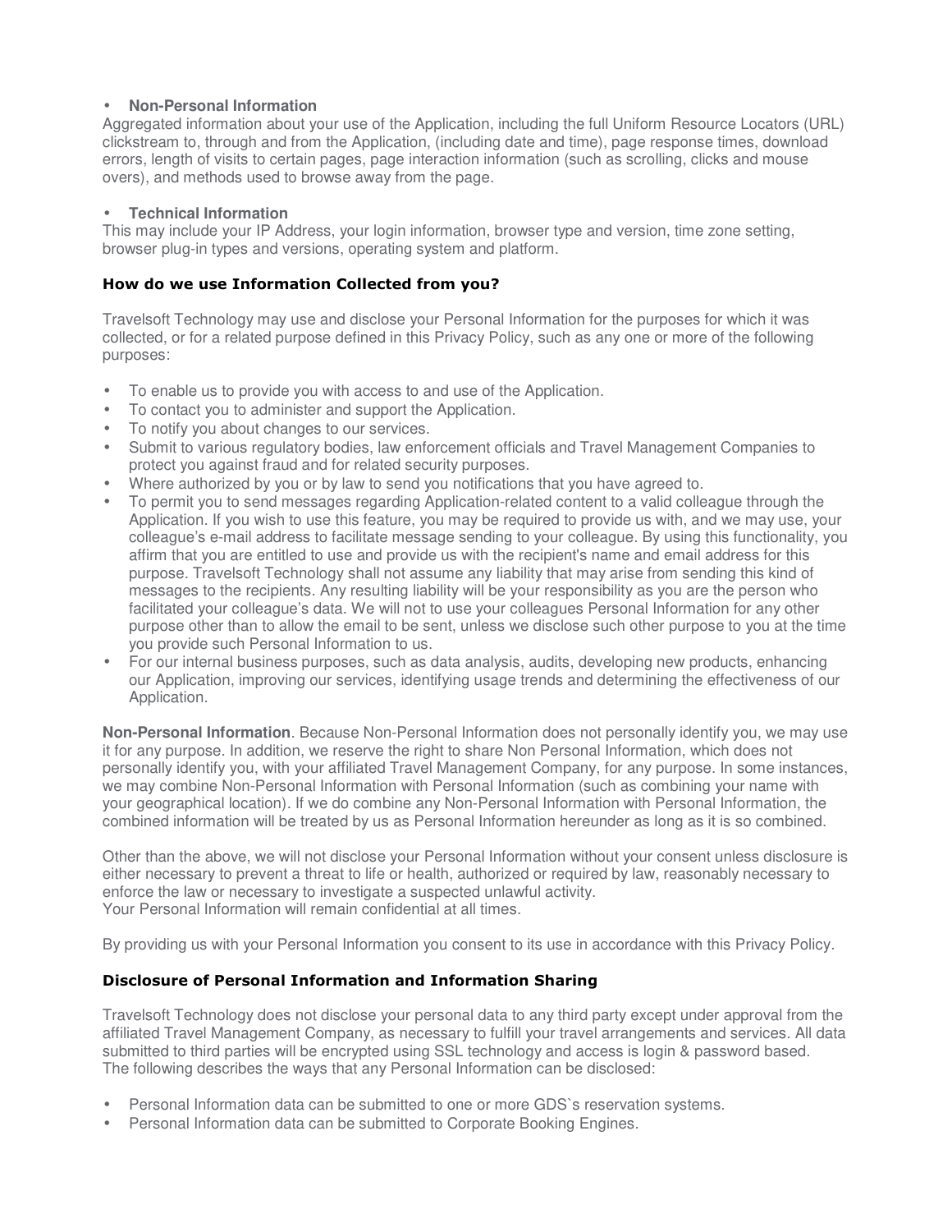- **Non-Personal Information**

Aggregated information about your use of the Application, including the full Uniform Resource Locators (URL) clickstream to, through and from the Application, (including date and time), page response times, download errors, length of visits to certain pages, page interaction information (such as scrolling, clicks and mouse overs), and methods used to browse away from the page.

- **Technical Information**

This may include your IP Address, your login information, browser type and version, time zone setting, browser plug-in types and versions, operating system and platform.

### How do we use Information Collected from you?

Travelsoft Technology may use and disclose your Personal Information for the purposes for which it was collected, or for a related purpose defined in this Privacy Policy, such as any one or more of the following purposes:

- To enable us to provide you with access to and use of the Application.
- To contact you to administer and support the Application.
- To notify you about changes to our services.
- Submit to various regulatory bodies, law enforcement officials and Travel Management Companies to protect you against fraud and for related security purposes.
- Where authorized by you or by law to send you notifications that you have agreed to.
- To permit you to send messages regarding Application-related content to a valid colleague through the Application. If you wish to use this feature, you may be required to provide us with, and we may use, your colleague's e-mail address to facilitate message sending to your colleague. By using this functionality, you affirm that you are entitled to use and provide us with the recipient's name and email address for this purpose. Travelsoft Technology shall not assume any liability that may arise from sending this kind of messages to the recipients. Any resulting liability will be your responsibility as you are the person who facilitated your colleague's data. We will not to use your colleagues Personal Information for any other purpose other than to allow the email to be sent, unless we disclose such other purpose to you at the time you provide such Personal Information to us.
- For our internal business purposes, such as data analysis, audits, developing new products, enhancing our Application, improving our services, identifying usage trends and determining the effectiveness of our Application.

**Non-Personal Information**. Because Non-Personal Information does not personally identify you, we may use it for any purpose. In addition, we reserve the right to share Non Personal Information, which does not personally identify you, with your affiliated Travel Management Company, for any purpose. In some instances, we may combine Non-Personal Information with Personal Information (such as combining your name with your geographical location). If we do combine any Non-Personal Information with Personal Information, the combined information will be treated by us as Personal Information hereunder as long as it is so combined.

Other than the above, we will not disclose your Personal Information without your consent unless disclosure is either necessary to prevent a threat to life or health, authorized or required by law, reasonably necessary to enforce the law or necessary to investigate a suspected unlawful activity.
Your Personal Information will remain confidential at all times.

By providing us with your Personal Information you consent to its use in accordance with this Privacy Policy.

### Disclosure of Personal Information and Information Sharing

Travelsoft Technology does not disclose your personal data to any third party except under approval from the affiliated Travel Management Company, as necessary to fulfill your travel arrangements and services. All data submitted to third parties will be encrypted using SSL technology and access is login & password based.
The following describes the ways that any Personal Information can be disclosed:

- Personal Information data can be submitted to one or more GDS`s reservation systems.
- Personal Information data can be submitted to Corporate Booking Engines.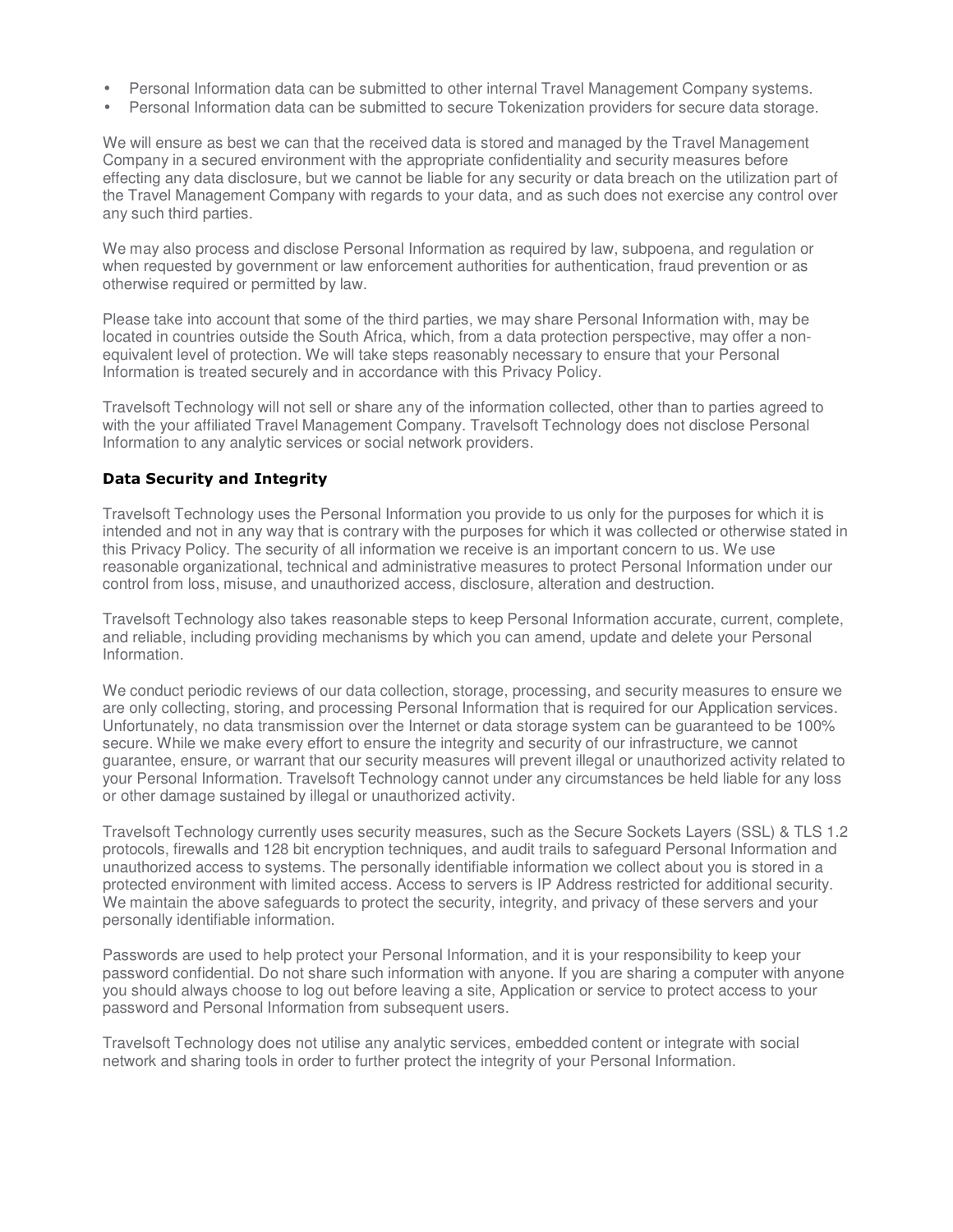- Personal Information data can be submitted to other internal Travel Management Company systems.
- Personal Information data can be submitted to secure Tokenization providers for secure data storage.

We will ensure as best we can that the received data is stored and managed by the Travel Management Company in a secured environment with the appropriate confidentiality and security measures before effecting any data disclosure, but we cannot be liable for any security or data breach on the utilization part of the Travel Management Company with regards to your data, and as such does not exercise any control over any such third parties.

We may also process and disclose Personal Information as required by law, subpoena, and regulation or when requested by government or law enforcement authorities for authentication, fraud prevention or as otherwise required or permitted by law.

Please take into account that some of the third parties, we may share Personal Information with, may be located in countries outside the South Africa, which, from a data protection perspective, may offer a non-equivalent level of protection. We will take steps reasonably necessary to ensure that your Personal Information is treated securely and in accordance with this Privacy Policy.

Travelsoft Technology will not sell or share any of the information collected, other than to parties agreed to with the your affiliated Travel Management Company. Travelsoft Technology does not disclose Personal Information to any analytic services or social network providers.

### Data Security and Integrity

Travelsoft Technology uses the Personal Information you provide to us only for the purposes for which it is intended and not in any way that is contrary with the purposes for which it was collected or otherwise stated in this Privacy Policy. The security of all information we receive is an important concern to us. We use reasonable organizational, technical and administrative measures to protect Personal Information under our control from loss, misuse, and unauthorized access, disclosure, alteration and destruction.

Travelsoft Technology also takes reasonable steps to keep Personal Information accurate, current, complete, and reliable, including providing mechanisms by which you can amend, update and delete your Personal Information.

We conduct periodic reviews of our data collection, storage, processing, and security measures to ensure we are only collecting, storing, and processing Personal Information that is required for our Application services. Unfortunately, no data transmission over the Internet or data storage system can be guaranteed to be 100% secure. While we make every effort to ensure the integrity and security of our infrastructure, we cannot guarantee, ensure, or warrant that our security measures will prevent illegal or unauthorized activity related to your Personal Information. Travelsoft Technology cannot under any circumstances be held liable for any loss or other damage sustained by illegal or unauthorized activity.

Travelsoft Technology currently uses security measures, such as the Secure Sockets Layers (SSL) & TLS 1.2 protocols, firewalls and 128 bit encryption techniques, and audit trails to safeguard Personal Information and unauthorized access to systems. The personally identifiable information we collect about you is stored in a protected environment with limited access. Access to servers is IP Address restricted for additional security. We maintain the above safeguards to protect the security, integrity, and privacy of these servers and your personally identifiable information.

Passwords are used to help protect your Personal Information, and it is your responsibility to keep your password confidential. Do not share such information with anyone. If you are sharing a computer with anyone you should always choose to log out before leaving a site, Application or service to protect access to your password and Personal Information from subsequent users.

Travelsoft Technology does not utilise any analytic services, embedded content or integrate with social network and sharing tools in order to further protect the integrity of your Personal Information.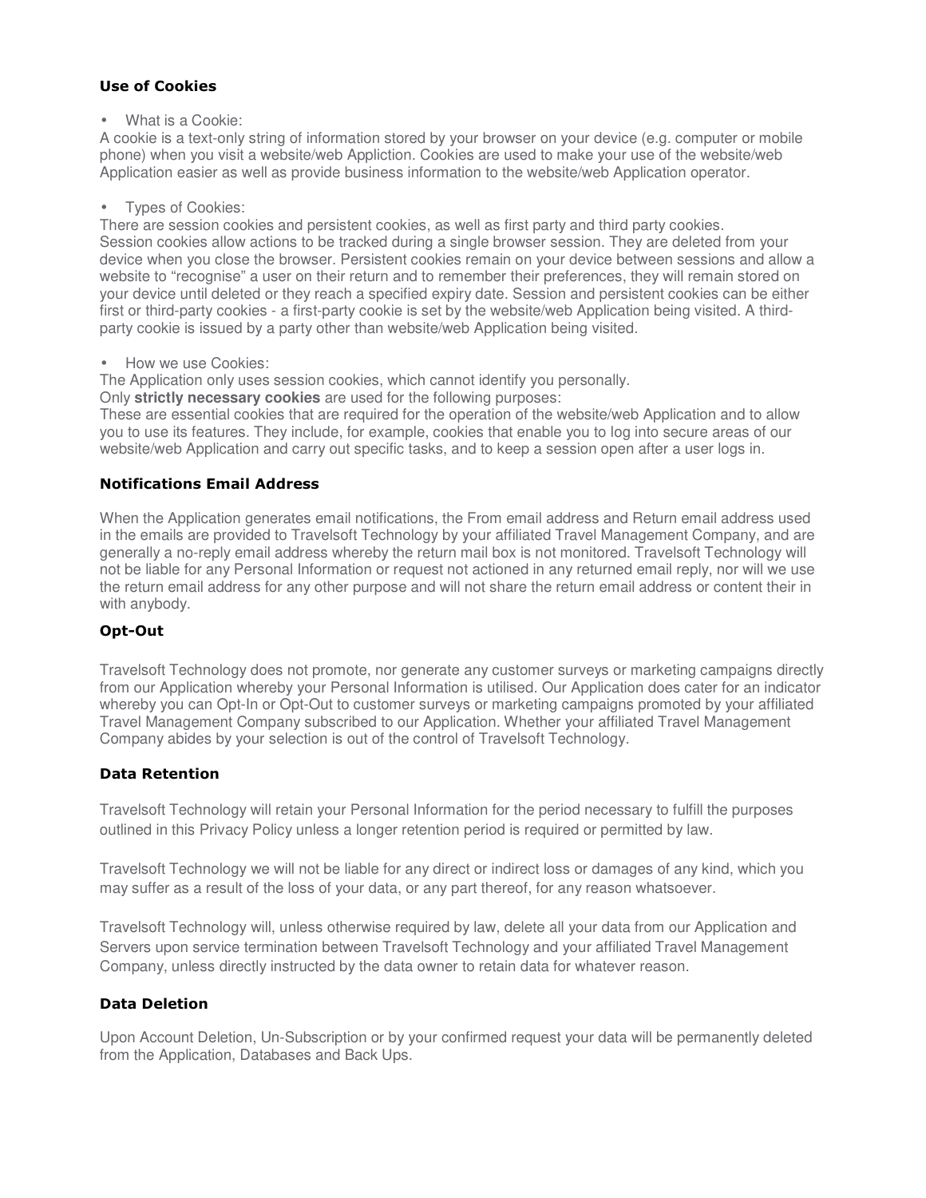### Use of Cookies

- What is a Cookie:

A cookie is a text-only string of information stored by your browser on your device (e.g. computer or mobile phone) when you visit a website/web Appliction. Cookies are used to make your use of the website/web Application easier as well as provide business information to the website/web Application operator.

- Types of Cookies:

There are session cookies and persistent cookies, as well as first party and third party cookies.
Session cookies allow actions to be tracked during a single browser session. They are deleted from your device when you close the browser. Persistent cookies remain on your device between sessions and allow a website to "recognise" a user on their return and to remember their preferences, they will remain stored on your device until deleted or they reach a specified expiry date. Session and persistent cookies can be either first or third-party cookies - a first-party cookie is set by the website/web Application being visited. A third-party cookie is issued by a party other than website/web Application being visited.

- How we use Cookies:

The Application only uses session cookies, which cannot identify you personally.
Only **strictly necessary cookies** are used for the following purposes:
These are essential cookies that are required for the operation of the website/web Application and to allow you to use its features. They include, for example, cookies that enable you to log into secure areas of our website/web Application and carry out specific tasks, and to keep a session open after a user logs in.

### Notifications Email Address

When the Application generates email notifications, the From email address and Return email address used in the emails are provided to Travelsoft Technology by your affiliated Travel Management Company, and are generally a no-reply email address whereby the return mail box is not monitored. Travelsoft Technology will not be liable for any Personal Information or request not actioned in any returned email reply, nor will we use the return email address for any other purpose and will not share the return email address or content their in with anybody.

### Opt-Out

Travelsoft Technology does not promote, nor generate any customer surveys or marketing campaigns directly from our Application whereby your Personal Information is utilised. Our Application does cater for an indicator whereby you can Opt-In or Opt-Out to customer surveys or marketing campaigns promoted by your affiliated Travel Management Company subscribed to our Application. Whether your affiliated Travel Management Company abides by your selection is out of the control of Travelsoft Technology.

### Data Retention

Travelsoft Technology will retain your Personal Information for the period necessary to fulfill the purposes outlined in this Privacy Policy unless a longer retention period is required or permitted by law.

Travelsoft Technology we will not be liable for any direct or indirect loss or damages of any kind, which you may suffer as a result of the loss of your data, or any part thereof, for any reason whatsoever.

Travelsoft Technology will, unless otherwise required by law, delete all your data from our Application and Servers upon service termination between Travelsoft Technology and your affiliated Travel Management Company, unless directly instructed by the data owner to retain data for whatever reason.

### Data Deletion

Upon Account Deletion, Un-Subscription or by your confirmed request your data will be permanently deleted from the Application, Databases and Back Ups.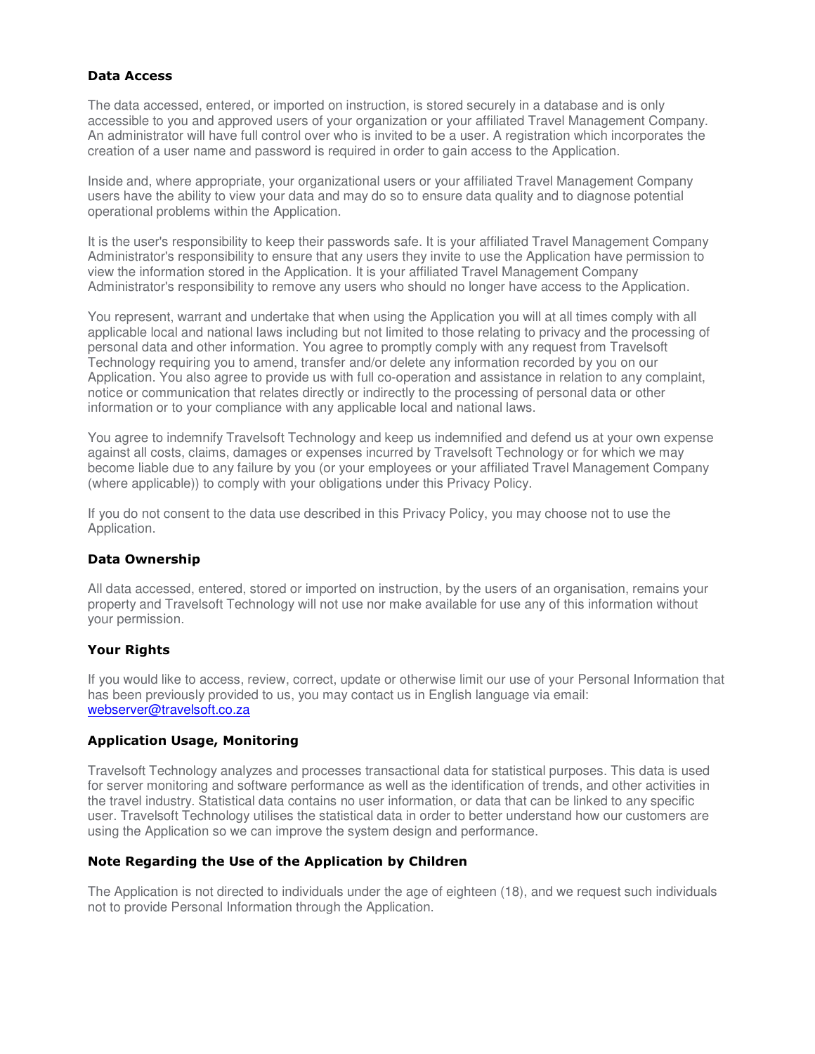### Data Access

The data accessed, entered, or imported on instruction, is stored securely in a database and is only accessible to you and approved users of your organization or your affiliated Travel Management Company. An administrator will have full control over who is invited to be a user. A registration which incorporates the creation of a user name and password is required in order to gain access to the Application.

Inside and, where appropriate, your organizational users or your affiliated Travel Management Company users have the ability to view your data and may do so to ensure data quality and to diagnose potential operational problems within the Application.

It is the user's responsibility to keep their passwords safe. It is your affiliated Travel Management Company Administrator's responsibility to ensure that any users they invite to use the Application have permission to view the information stored in the Application. It is your affiliated Travel Management Company Administrator's responsibility to remove any users who should no longer have access to the Application.

You represent, warrant and undertake that when using the Application you will at all times comply with all applicable local and national laws including but not limited to those relating to privacy and the processing of personal data and other information. You agree to promptly comply with any request from Travelsoft Technology requiring you to amend, transfer and/or delete any information recorded by you on our Application. You also agree to provide us with full co-operation and assistance in relation to any complaint, notice or communication that relates directly or indirectly to the processing of personal data or other information or to your compliance with any applicable local and national laws.

You agree to indemnify Travelsoft Technology and keep us indemnified and defend us at your own expense against all costs, claims, damages or expenses incurred by Travelsoft Technology or for which we may become liable due to any failure by you (or your employees or your affiliated Travel Management Company (where applicable)) to comply with your obligations under this Privacy Policy.

If you do not consent to the data use described in this Privacy Policy, you may choose not to use the Application.

### Data Ownership

All data accessed, entered, stored or imported on instruction, by the users of an organisation, remains your property and Travelsoft Technology will not use nor make available for use any of this information without your permission.

### Your Rights

If you would like to access, review, correct, update or otherwise limit our use of your Personal Information that has been previously provided to us, you may contact us in English language via email: webserver@travelsoft.co.za

### Application Usage, Monitoring

Travelsoft Technology analyzes and processes transactional data for statistical purposes. This data is used for server monitoring and software performance as well as the identification of trends, and other activities in the travel industry. Statistical data contains no user information, or data that can be linked to any specific user. Travelsoft Technology utilises the statistical data in order to better understand how our customers are using the Application so we can improve the system design and performance.

### Note Regarding the Use of the Application by Children

The Application is not directed to individuals under the age of eighteen (18), and we request such individuals not to provide Personal Information through the Application.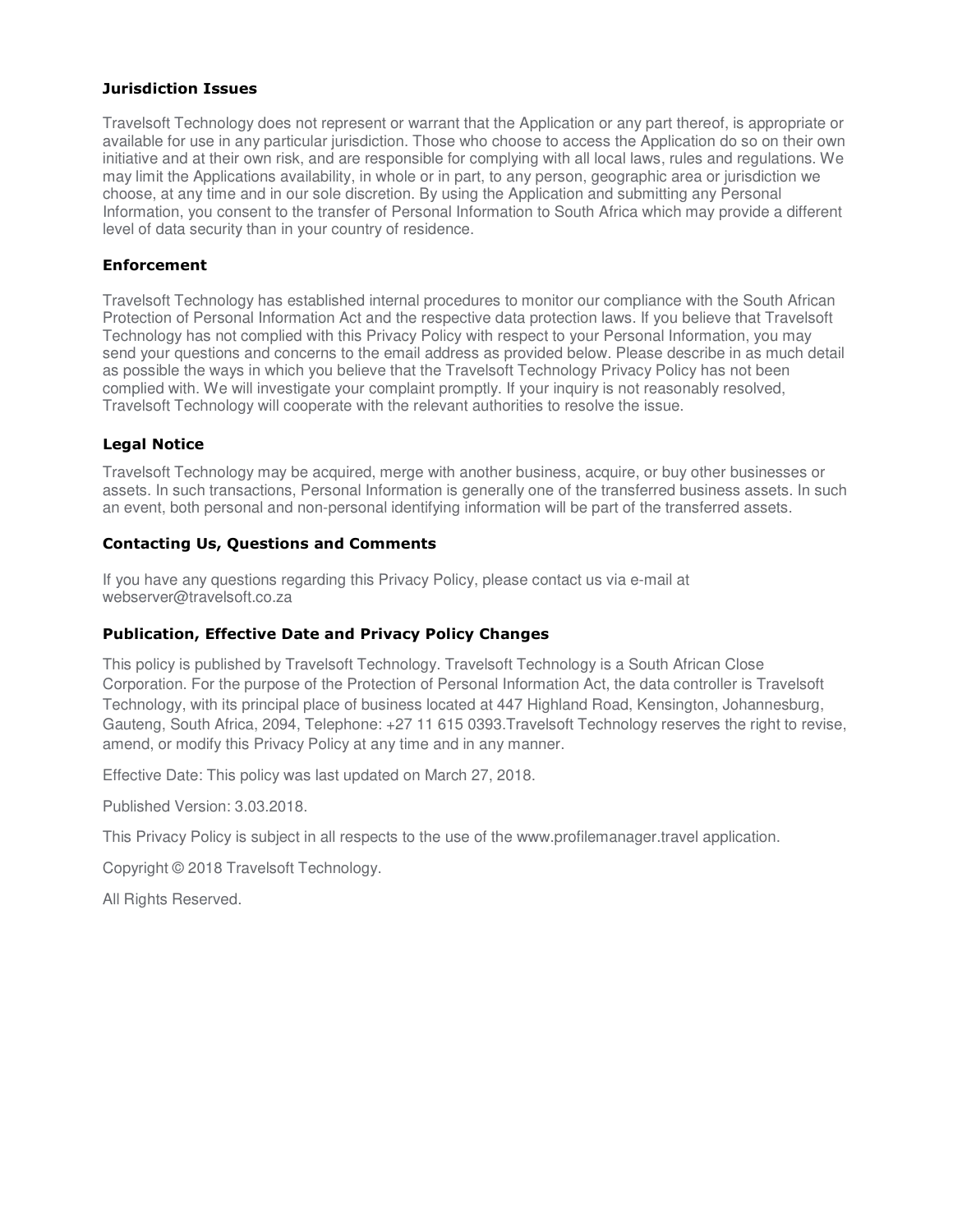### Jurisdiction Issues

Travelsoft Technology does not represent or warrant that the Application or any part thereof, is appropriate or available for use in any particular jurisdiction. Those who choose to access the Application do so on their own initiative and at their own risk, and are responsible for complying with all local laws, rules and regulations. We may limit the Applications availability, in whole or in part, to any person, geographic area or jurisdiction we choose, at any time and in our sole discretion. By using the Application and submitting any Personal Information, you consent to the transfer of Personal Information to South Africa which may provide a different level of data security than in your country of residence.

### Enforcement

Travelsoft Technology has established internal procedures to monitor our compliance with the South African Protection of Personal Information Act and the respective data protection laws. If you believe that Travelsoft Technology has not complied with this Privacy Policy with respect to your Personal Information, you may send your questions and concerns to the email address as provided below. Please describe in as much detail as possible the ways in which you believe that the Travelsoft Technology Privacy Policy has not been complied with. We will investigate your complaint promptly. If your inquiry is not reasonably resolved, Travelsoft Technology will cooperate with the relevant authorities to resolve the issue.

### Legal Notice

Travelsoft Technology may be acquired, merge with another business, acquire, or buy other businesses or assets. In such transactions, Personal Information is generally one of the transferred business assets. In such an event, both personal and non-personal identifying information will be part of the transferred assets.

### Contacting Us, Questions and Comments

If you have any questions regarding this Privacy Policy, please contact us via e-mail at webserver@travelsoft.co.za

### Publication, Effective Date and Privacy Policy Changes

This policy is published by Travelsoft Technology. Travelsoft Technology is a South African Close Corporation. For the purpose of the Protection of Personal Information Act, the data controller is Travelsoft Technology, with its principal place of business located at 447 Highland Road, Kensington, Johannesburg, Gauteng, South Africa, 2094, Telephone: +27 11 615 0393.Travelsoft Technology reserves the right to revise, amend, or modify this Privacy Policy at any time and in any manner.

Effective Date: This policy was last updated on March 27, 2018.

Published Version: 3.03.2018.

This Privacy Policy is subject in all respects to the use of the www.profilemanager.travel application.

Copyright © 2018 Travelsoft Technology.

All Rights Reserved.